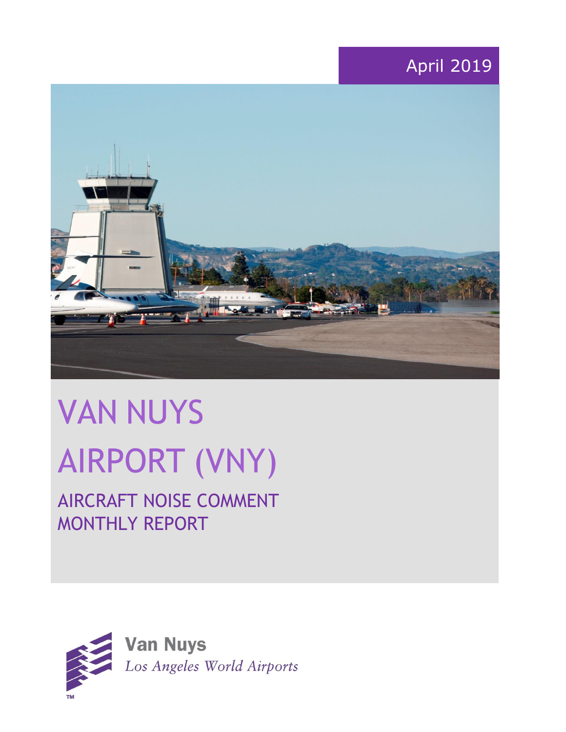April 2019

# VAN NUYS AIRPORT (VNY)

## AIRCRAFT NOISE COMMENT MONTHLY REPORT

**Van Nuys**
*Los Angeles World Airports*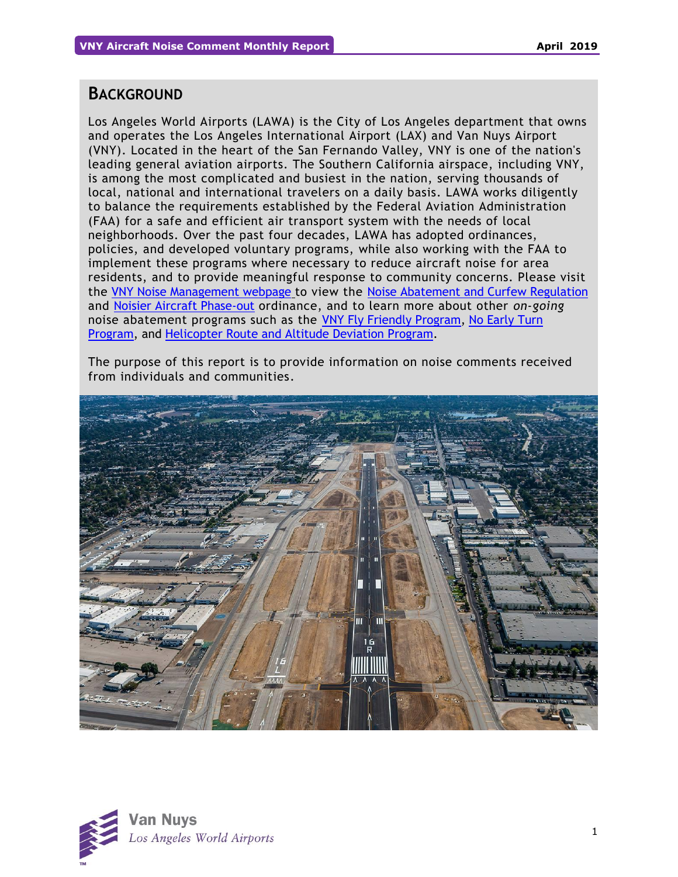## BACKGROUND

Los Angeles World Airports (LAWA) is the City of Los Angeles department that owns and operates the Los Angeles International Airport (LAX) and Van Nuys Airport (VNY). Located in the heart of the San Fernando Valley, VNY is one of the nation's leading general aviation airports. The Southern California airspace, including VNY, is among the most complicated and busiest in the nation, serving thousands of local, national and international travelers on a daily basis. LAWA works diligently to balance the requirements established by the Federal Aviation Administration (FAA) for a safe and efficient air transport system with the needs of local neighborhoods. Over the past four decades, LAWA has adopted ordinances, policies, and developed voluntary programs, while also working with the FAA to implement these programs where necessary to reduce aircraft noise for area residents, and to provide meaningful response to community concerns. Please visit the VNY Noise Management webpage to view the Noise Abatement and Curfew Regulation and Noisier Aircraft Phase-out ordinance, and to learn more about other *on-going* noise abatement programs such as the VNY Fly Friendly Program, No Early Turn Program, and Helicopter Route and Altitude Deviation Program.

The purpose of this report is to provide information on noise comments received from individuals and communities.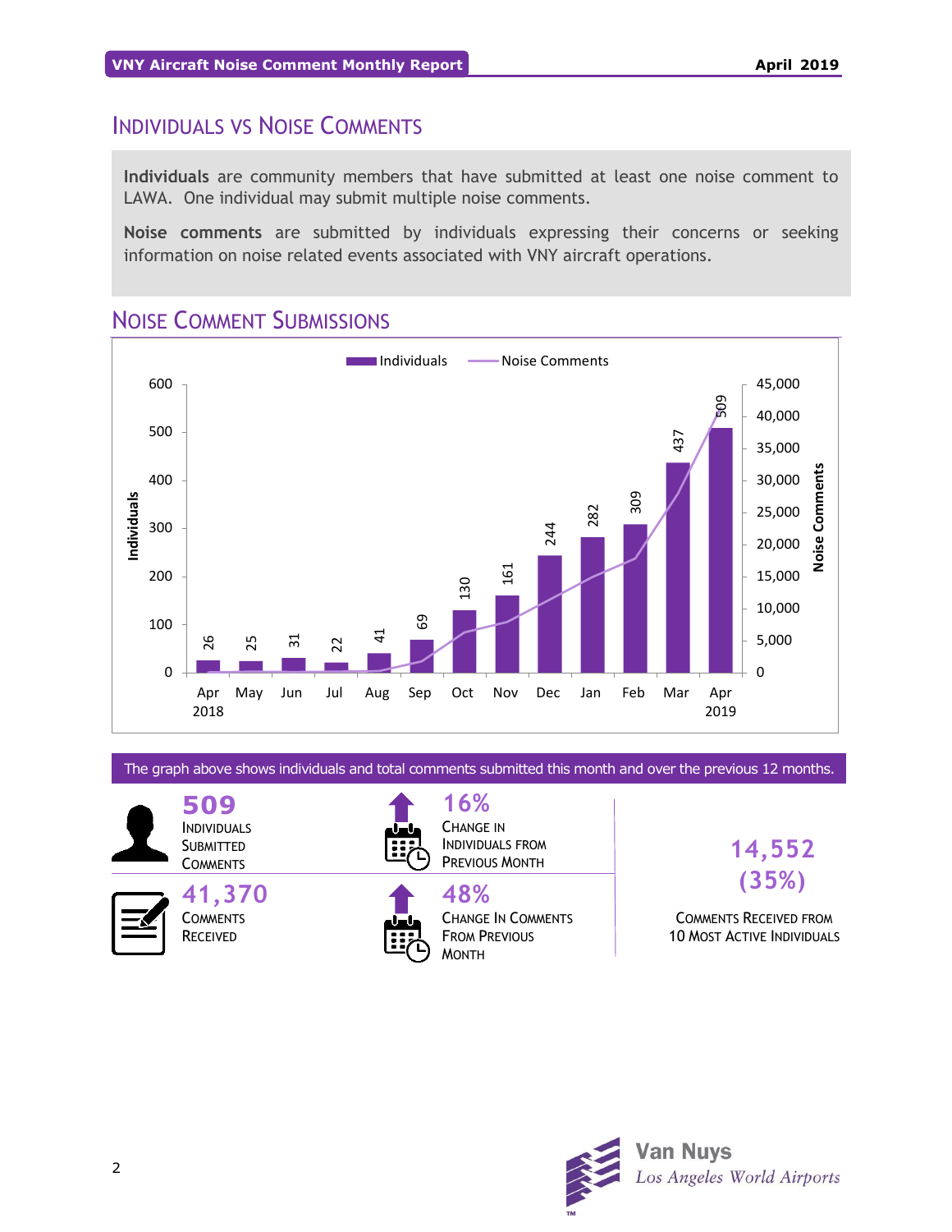## Individuals vs Noise Comments

**Individuals** are community members that have submitted at least one noise comment to LAWA. One individual may submit multiple noise comments.

**Noise comments** are submitted by individuals expressing their concerns or seeking information on noise related events associated with VNY aircraft operations.

## Noise Comment Submissions

| Month | Individuals |
| --- | --- |
| Apr 2018 | 26 |
| May | 25 |
| Jun | 31 |
| Jul | 22 |
| Aug | 41 |
| Sep | 69 |
| Oct | 130 |
| Nov | 161 |
| Dec | 244 |
| Jan | 282 |
| Feb | 309 |
| Mar | 437 |
| Apr 2019 | 509 |

The graph above shows individuals and total comments submitted this month and over the previous 12 months.

**509** Individuals Submitted Comments

**16%** Change in Individuals from Previous Month

**41,370** Comments Received

**48%** Change in Comments from Previous Month

**14,552 (35%)** Comments Received from 10 Most Active Individuals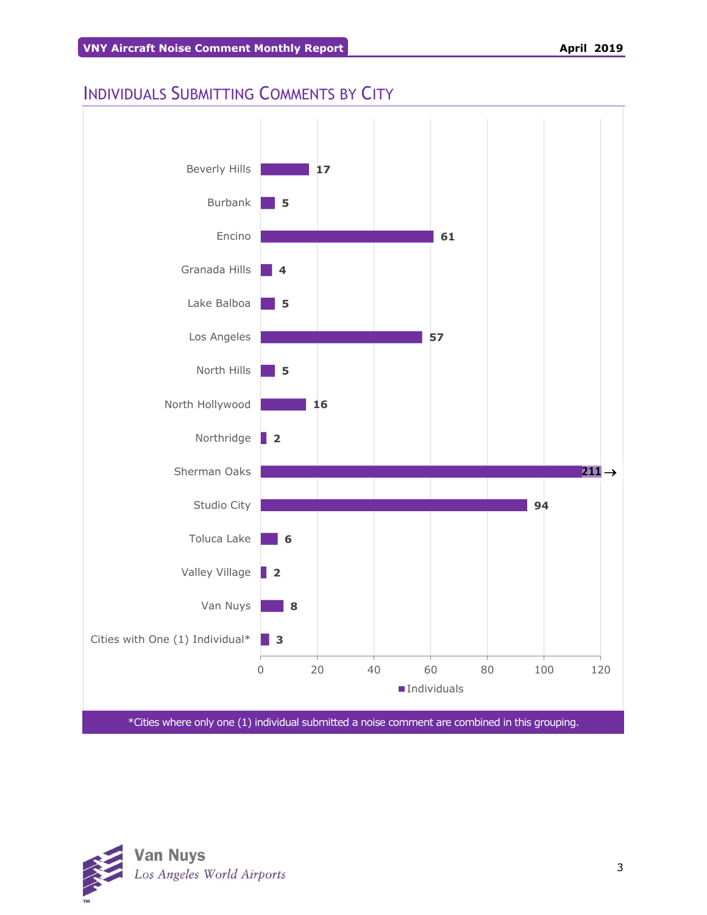## Individuals Submitting Comments by City

| City | Individuals |
|---|---|
| Beverly Hills | 17 |
| Burbank | 5 |
| Encino | 61 |
| Granada Hills | 4 |
| Lake Balboa | 5 |
| Los Angeles | 57 |
| North Hills | 5 |
| North Hollywood | 16 |
| Northridge | 2 |
| Sherman Oaks | 211 |
| Studio City | 94 |
| Toluca Lake | 6 |
| Valley Village | 2 |
| Van Nuys | 8 |
| Cities with One (1) Individual* | 3 |

*Cities where only one (1) individual submitted a noise comment are combined in this grouping.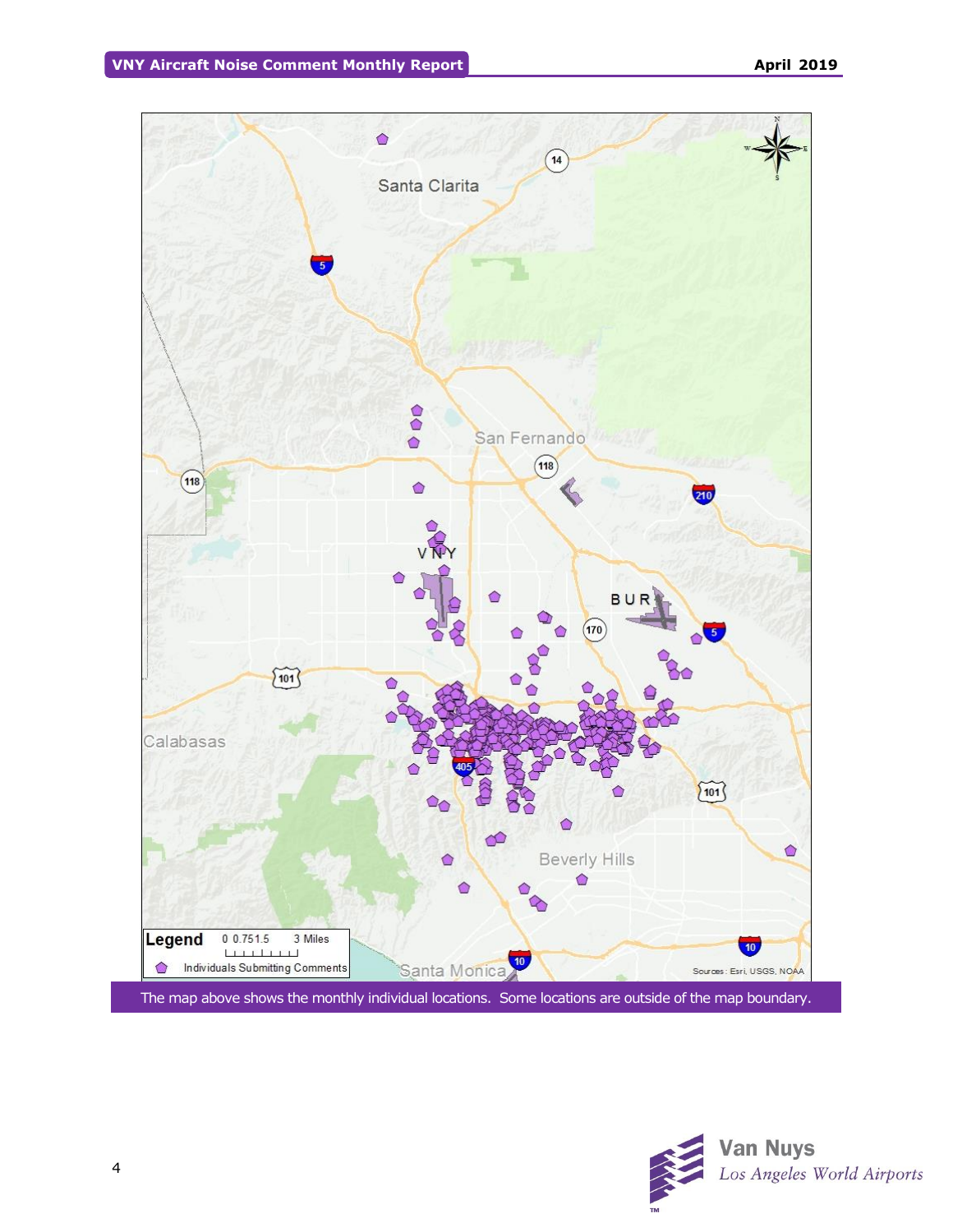The map above shows the monthly individual locations. Some locations are outside of the map boundary.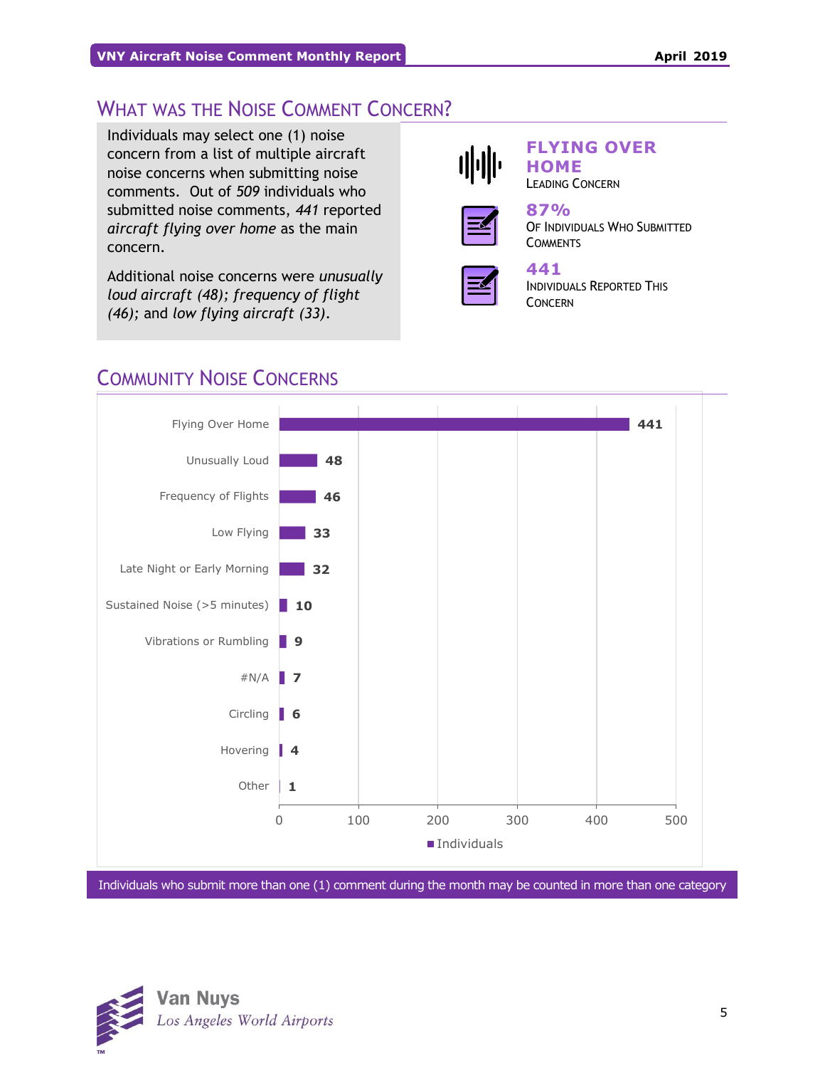## What was the Noise Comment Concern?

Individuals may select one (1) noise concern from a list of multiple aircraft noise concerns when submitting noise comments. Out of *509* individuals who submitted noise comments, *441* reported *aircraft flying over home* as the main concern.

Additional noise concerns were *unusually loud aircraft (48)*; *frequency of flight (46)*; and *low flying aircraft (33)*.

**FLYING OVER HOME**
Leading Concern

**87%**
Of Individuals Who Submitted Comments

**441**
Individuals Reported This Concern

## Community Noise Concerns

| Concern | Individuals |
|---|---|
| Flying Over Home | 441 |
| Unusually Loud | 48 |
| Frequency of Flights | 46 |
| Low Flying | 33 |
| Late Night or Early Morning | 32 |
| Sustained Noise (>5 minutes) | 10 |
| Vibrations or Rumbling | 9 |
| #N/A | 7 |
| Circling | 6 |
| Hovering | 4 |
| Other | 1 |

Individuals who submit more than one (1) comment during the month may be counted in more than one category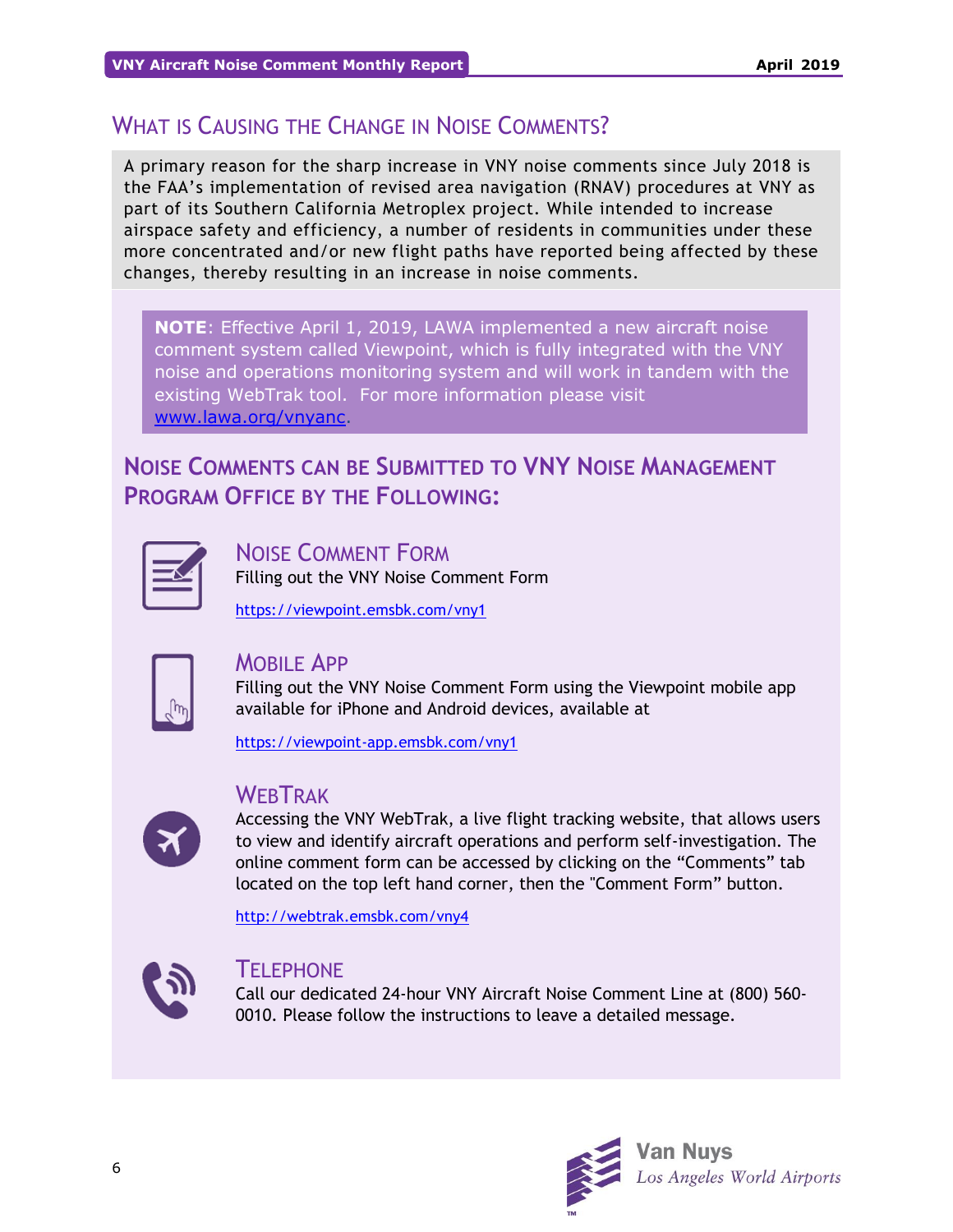## What is Causing the Change in Noise Comments?

A primary reason for the sharp increase in VNY noise comments since July 2018 is the FAA's implementation of revised area navigation (RNAV) procedures at VNY as part of its Southern California Metroplex project. While intended to increase airspace safety and efficiency, a number of residents in communities under these more concentrated and/or new flight paths have reported being affected by these changes, thereby resulting in an increase in noise comments.

**NOTE**: Effective April 1, 2019, LAWA implemented a new aircraft noise comment system called Viewpoint, which is fully integrated with the VNY noise and operations monitoring system and will work in tandem with the existing WebTrak tool. For more information please visit www.lawa.org/vnyanc.

## Noise Comments can be Submitted to VNY Noise Management Program Office by the Following:

### Noise Comment Form

Filling out the VNY Noise Comment Form

https://viewpoint.emsbk.com/vny1

### Mobile App

Filling out the VNY Noise Comment Form using the Viewpoint mobile app available for iPhone and Android devices, available at

https://viewpoint-app.emsbk.com/vny1

### WebTrak

Accessing the VNY WebTrak, a live flight tracking website, that allows users to view and identify aircraft operations and perform self-investigation. The online comment form can be accessed by clicking on the "Comments" tab located on the top left hand corner, then the "Comment Form" button.

http://webtrak.emsbk.com/vny4

### Telephone

Call our dedicated 24-hour VNY Aircraft Noise Comment Line at (800) 560-0010. Please follow the instructions to leave a detailed message.

Van Nuys
*Los Angeles World Airports*